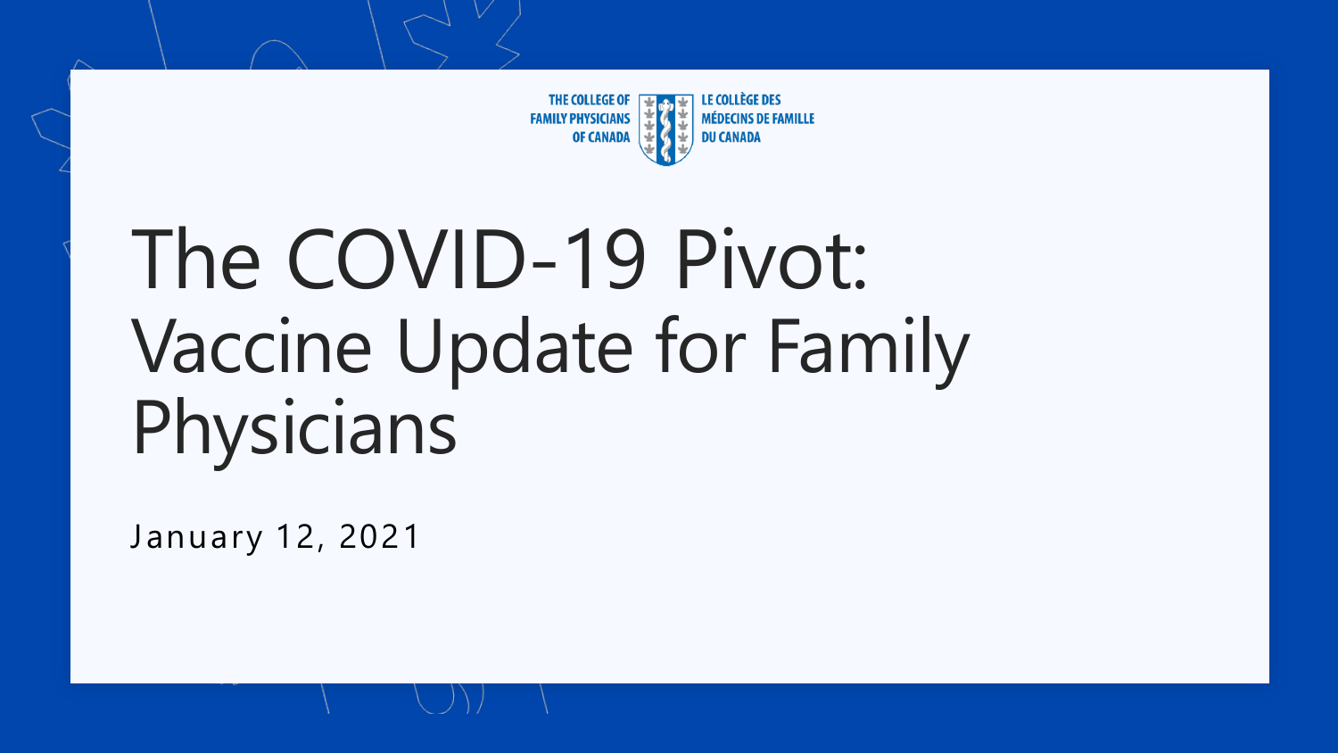THE COLLEGE OF FAMILY PHYSICIANS OF CANADA

LE COLLÈGE DES MÉDECINS DE FAMILLE DU CANADA

# The COVID-19 Pivot: Vaccine Update for Family Physicians

January 12, 2021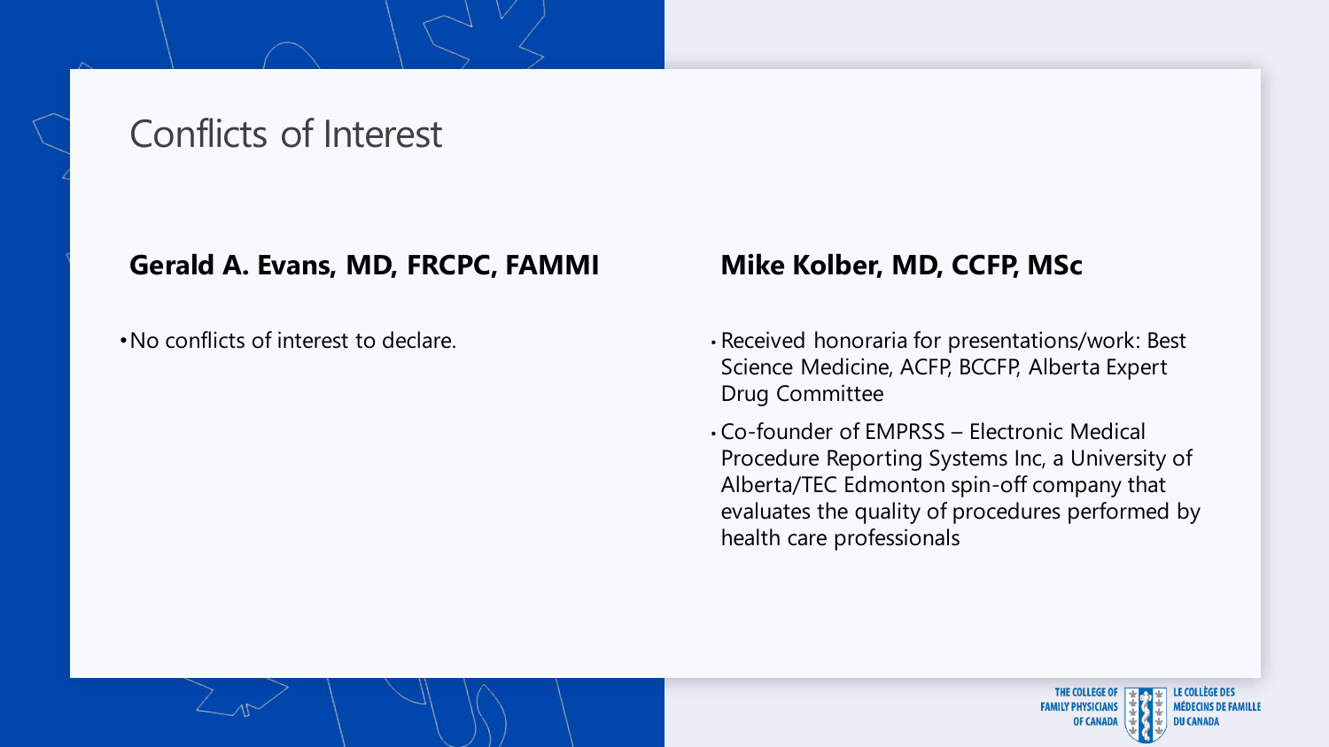# Conflicts of Interest

## Gerald A. Evans, MD, FRCPC, FAMMI

- No conflicts of interest to declare.

## Mike Kolber, MD, CCFP, MSc

- Received honoraria for presentations/work: Best Science Medicine, ACFP, BCCFP, Alberta Expert Drug Committee
- Co-founder of EMPRSS – Electronic Medical Procedure Reporting Systems Inc, a University of Alberta/TEC Edmonton spin-off company that evaluates the quality of procedures performed by health care professionals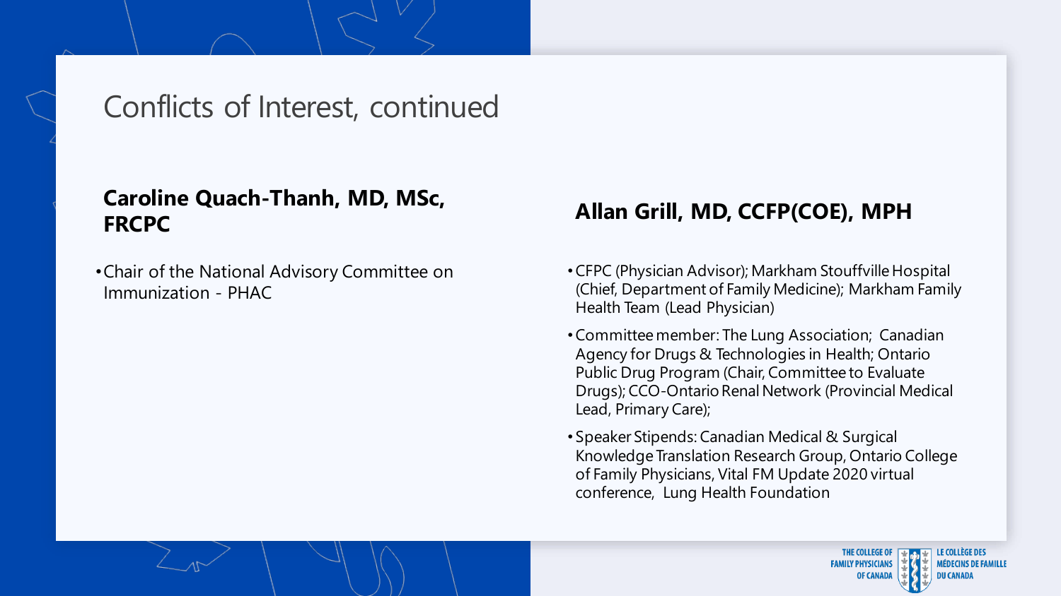# Conflicts of Interest, continued

## Caroline Quach-Thanh, MD, MSc, FRCPC

- Chair of the National Advisory Committee on Immunization - PHAC

## Allan Grill, MD, CCFP(COE), MPH

- CFPC (Physician Advisor); Markham Stouffville Hospital (Chief, Department of Family Medicine); Markham Family Health Team (Lead Physician)
- Committee member: The Lung Association; Canadian Agency for Drugs & Technologies in Health; Ontario Public Drug Program (Chair, Committee to Evaluate Drugs); CCO-Ontario Renal Network (Provincial Medical Lead, Primary Care);
- Speaker Stipends: Canadian Medical & Surgical Knowledge Translation Research Group, Ontario College of Family Physicians, Vital FM Update 2020 virtual conference, Lung Health Foundation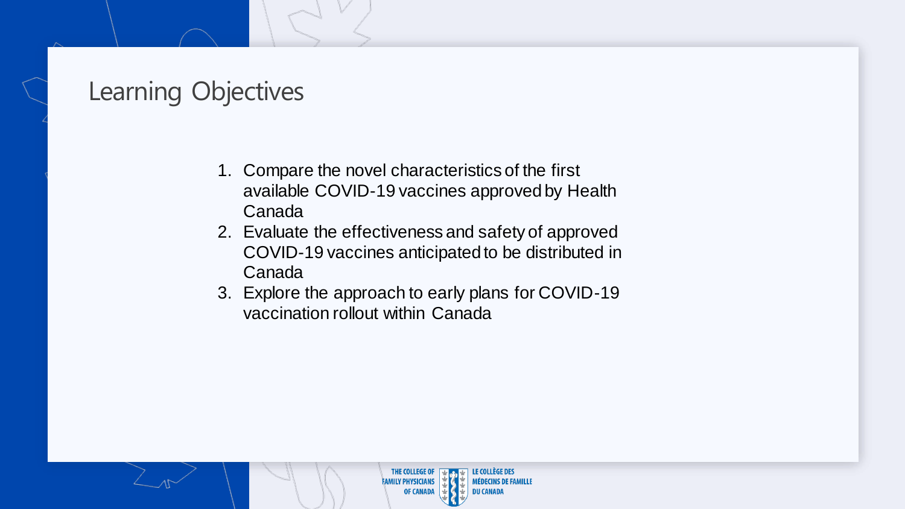# Learning Objectives

1. Compare the novel characteristics of the first available COVID-19 vaccines approved by Health Canada
2. Evaluate the effectiveness and safety of approved COVID-19 vaccines anticipated to be distributed in Canada
3. Explore the approach to early plans for COVID-19 vaccination rollout within Canada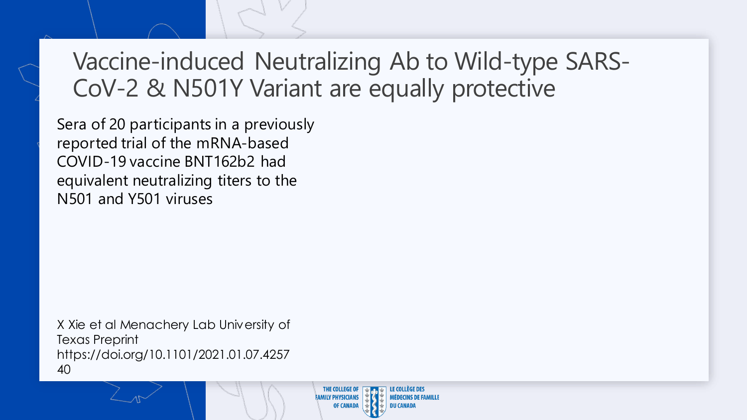# Vaccine-induced Neutralizing Ab to Wild-type SARS-CoV-2 & N501Y Variant are equally protective

Sera of 20 participants in a previously reported trial of the mRNA-based COVID-19 vaccine BNT162b2 had equivalent neutralizing titers to the N501 and Y501 viruses

X Xie et al Menachery Lab University of Texas Preprint
https://doi.org/10.1101/2021.01.07.425740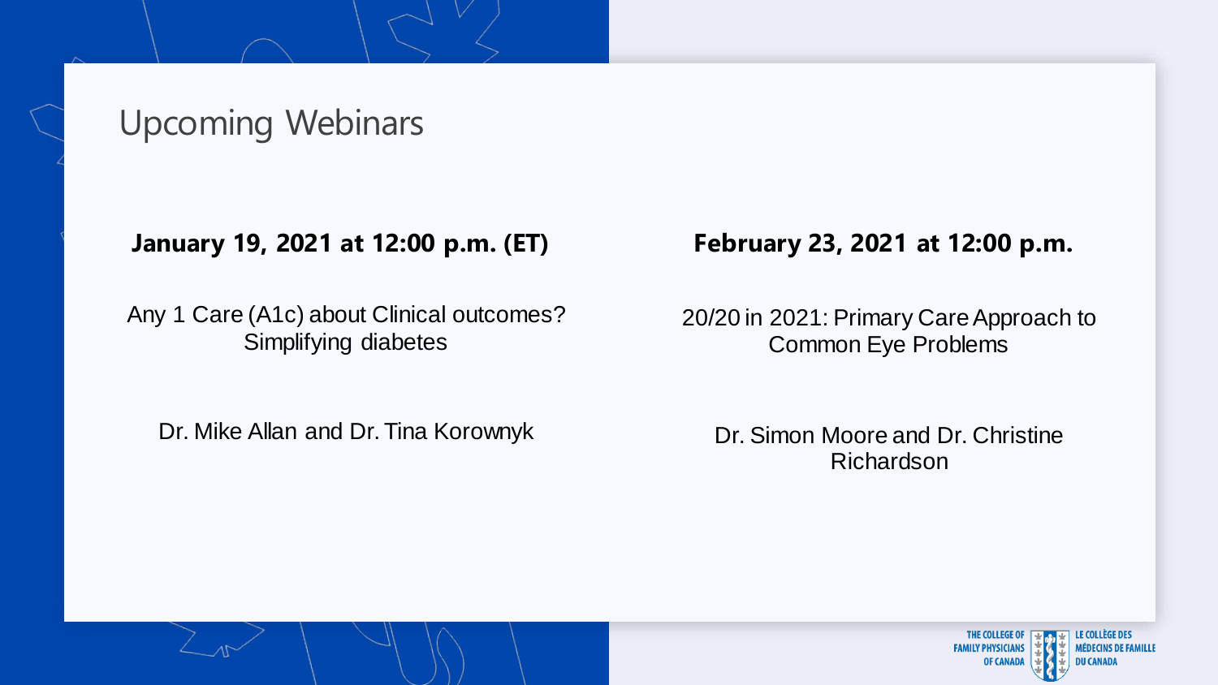# Upcoming Webinars

**January 19, 2021 at 12:00 p.m. (ET)**

Any 1 Care (A1c) about Clinical outcomes? Simplifying diabetes

Dr. Mike Allan and Dr. Tina Korownyk

**February 23, 2021 at 12:00 p.m.**

20/20 in 2021: Primary Care Approach to Common Eye Problems

Dr. Simon Moore and Dr. Christine Richardson

THE COLLEGE OF FAMILY PHYSICIANS OF CANADA | LE COLLÈGE DES MÉDECINS DE FAMILLE DU CANADA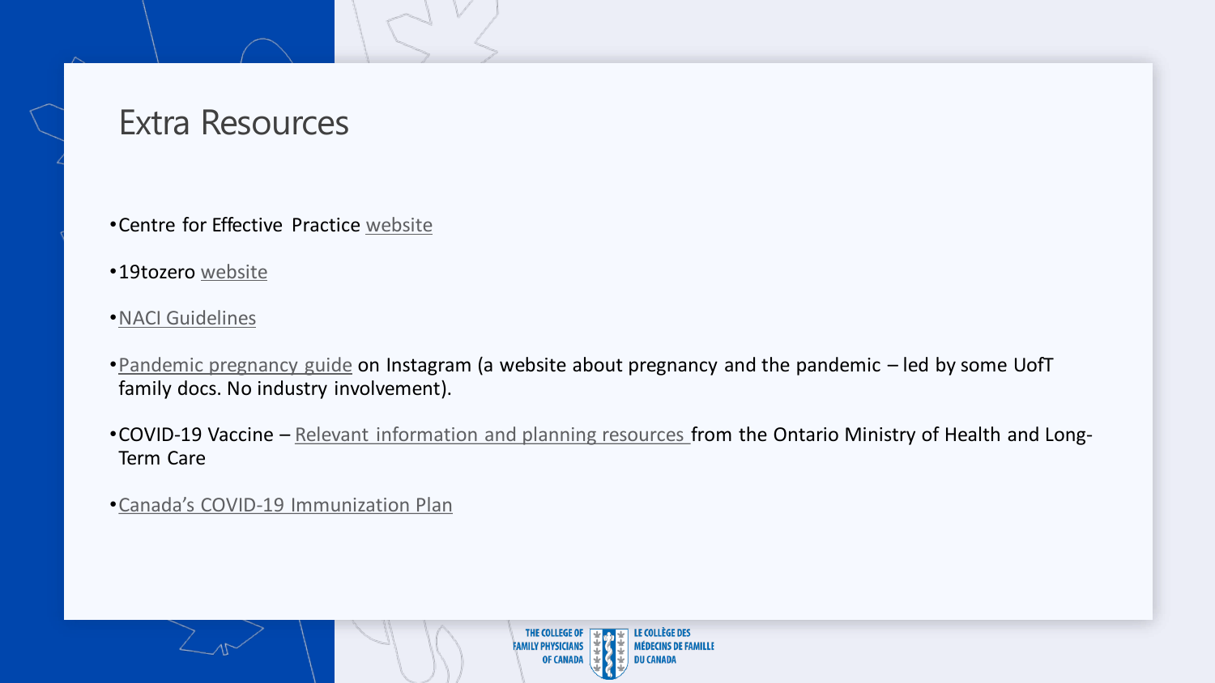# Extra Resources

- Centre for Effective Practice website
- 19tozero website
- NACI Guidelines
- Pandemic pregnancy guide on Instagram (a website about pregnancy and the pandemic – led by some UofT family docs. No industry involvement).
- COVID-19 Vaccine – Relevant information and planning resources from the Ontario Ministry of Health and Long-Term Care
- Canada's COVID-19 Immunization Plan